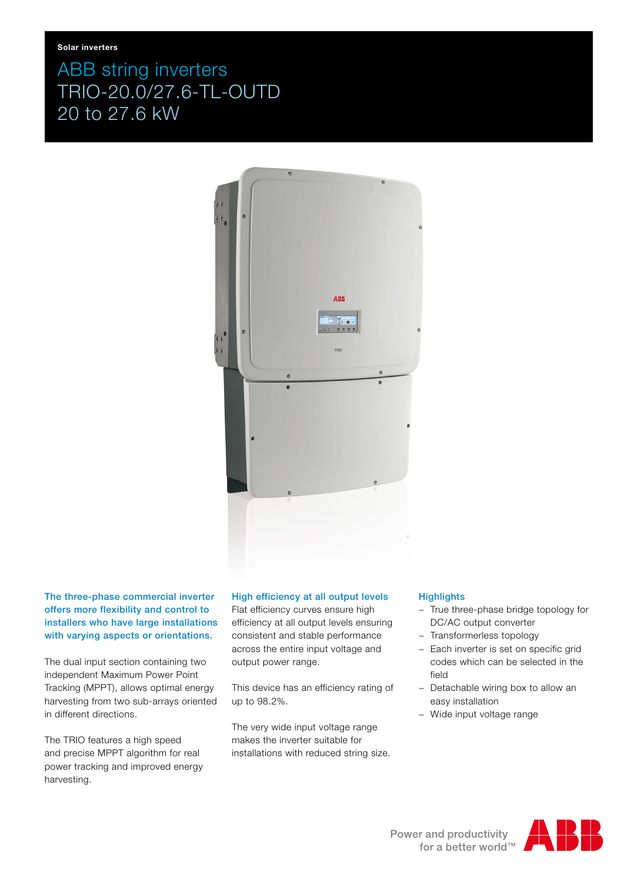Solar inverters

# ABB string inverters TRIO-20.0/27.6-TL-OUTD 20 to 27.6 kW

**The three-phase commercial inverter offers more flexibility and control to installers who have large installations with varying aspects or orientations.**

The dual input section containing two independent Maximum Power Point Tracking (MPPT), allows optimal energy harvesting from two sub-arrays oriented in different directions.

The TRIO features a high speed and precise MPPT algorithm for real power tracking and improved energy harvesting.

## High efficiency at all output levels

Flat efficiency curves ensure high efficiency at all output levels ensuring consistent and stable performance across the entire input voltage and output power range.

This device has an efficiency rating of up to 98.2%.

The very wide input voltage range makes the inverter suitable for installations with reduced string size.

## Highlights

- True three-phase bridge topology for DC/AC output converter
- Transformerless topology
- Each inverter is set on specific grid codes which can be selected in the field
- Detachable wiring box to allow an easy installation
- Wide input voltage range

Power and productivity for a better world™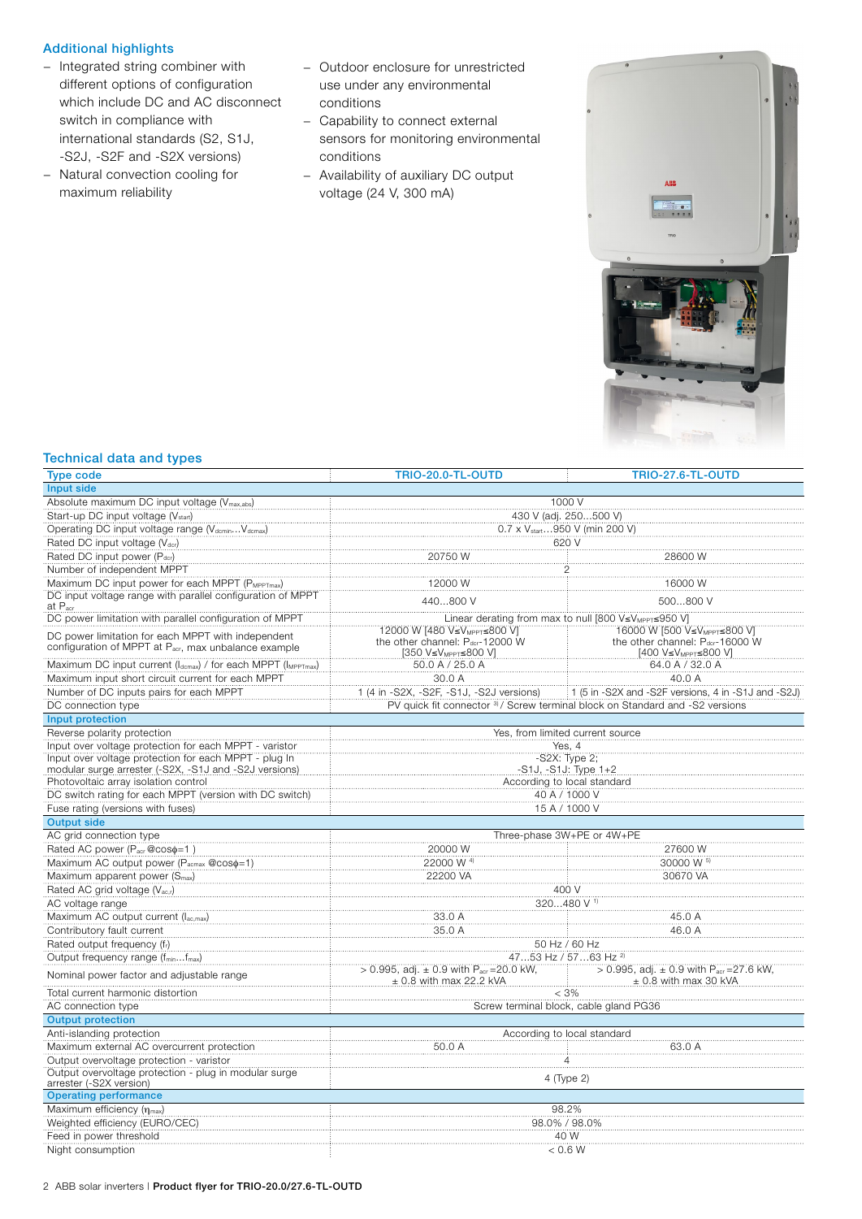## Additional highlights

- Integrated string combiner with different options of configuration which include DC and AC disconnect switch in compliance with international standards (S2, S1J, -S2J, -S2F and -S2X versions)
- Natural convection cooling for maximum reliability
- Outdoor enclosure for unrestricted use under any environmental conditions
- Capability to connect external sensors for monitoring environmental conditions
- Availability of auxiliary DC output voltage (24 V, 300 mA)

## Technical data and types

| Type code | TRIO-20.0-TL-OUTD | TRIO-27.6-TL-OUTD |
|---|---|---|
| **Input side** | | |
| Absolute maximum DC input voltage ($V_{max,abs}$) | 1000 V | |
| Start-up DC input voltage ($V_{start}$) | 430 V (adj. 250…500 V) | |
| Operating DC input voltage range ($V_{dcmin}…V_{dcmax}$) | 0.7 x $V_{start}$…950 V (min 200 V) | |
| Rated DC input voltage ($V_{dcr}$) | 620 V | |
| Rated DC input power ($P_{dcr}$) | 20750 W | 28600 W |
| Number of independent MPPT | 2 | |
| Maximum DC input power for each MPPT ($P_{MPPTmax}$) | 12000 W | 16000 W |
| DC input voltage range with parallel configuration of MPPT at $P_{acr}$ | 440…800 V | 500…800 V |
| DC power limitation with parallel configuration of MPPT | Linear derating from max to null [800 V≤$V_{MPPT}$≤950 V] | |
| DC power limitation for each MPPT with independent configuration of MPPT at $P_{acr}$, max unbalance example | 12000 W [480 V≤$V_{MPPT}$≤800 V] the other channel: $P_{dcr}$-12000 W [350 V≤$V_{MPPT}$≤800 V] | 16000 W [500 V≤$V_{MPPT}$≤800 V] the other channel: $P_{dcr}$-16000 W [400 V≤$V_{MPPT}$≤800 V] |
| Maximum DC input current ($I_{dcmax}$) / for each MPPT ($I_{MPPTmax}$) | 50.0 A / 25.0 A | 64.0 A / 32.0 A |
| Maximum input short circuit current for each MPPT | 30.0 A | 40.0 A |
| Number of DC inputs pairs for each MPPT | 1 (4 in -S2X, -S2F, -S1J, -S2J versions) | 1 (5 in -S2X and -S2F versions, 4 in -S1J and -S2J) |
| DC connection type | PV quick fit connector [3] / Screw terminal block on Standard and -S2 versions | |
| **Input protection** | | |
| Reverse polarity protection | Yes, from limited current source | |
| Input over voltage protection for each MPPT - varistor | Yes, 4 | |
| Input over voltage protection for each MPPT - plug In modular surge arrester (-S2X, -S1J and -S2J versions) | -S2X: Type 2; -S1J, -S1J: Type 1+2 | |
| Photovoltaic array isolation control | According to local standard | |
| DC switch rating for each MPPT (version with DC switch) | 40 A / 1000 V | |
| Fuse rating (versions with fuses) | 15 A / 1000 V | |
| **Output side** | | |
| AC grid connection type | Three-phase 3W+PE or 4W+PE | |
| Rated AC power ($P_{acr}$ @cosφ=1 ) | 20000 W | 27600 W |
| Maximum AC output power ($P_{acmax}$ @cosφ=1) | 22000 W [4] | 30000 W [5] |
| Maximum apparent power ($S_{max}$) | 22200 VA | 30670 VA |
| Rated AC grid voltage ($V_{ac,r}$) | 400 V | |
| AC voltage range | 320…480 V [1] | |
| Maximum AC output current ($I_{ac,max}$) | 33.0 A | 45.0 A |
| Contributory fault current | 35.0 A | 46.0 A |
| Rated output frequency ($f_r$) | 50 Hz / 60 Hz | |
| Output frequency range ($f_{min}…f_{max}$) | 47…53 Hz / 57…63 Hz [2] | |
| Nominal power factor and adjustable range | > 0.995, adj. ± 0.9 with $P_{acr}$ =20.0 kW, ± 0.8 with max 22.2 kVA | > 0.995, adj. ± 0.9 with $P_{acr}$ =27.6 kW, ± 0.8 with max 30 kVA |
| Total current harmonic distortion | < 3% | |
| AC connection type | Screw terminal block, cable gland PG36 | |
| **Output protection** | | |
| Anti-islanding protection | According to local standard | |
| Maximum external AC overcurrent protection | 50.0 A | 63.0 A |
| Output overvoltage protection - varistor | 4 | |
| Output overvoltage protection - plug in modular surge arrester (-S2X version) | 4 (Type 2) | |
| **Operating performance** | | |
| Maximum efficiency ($\eta_{max}$) | 98.2% | |
| Weighted efficiency (EURO/CEC) | 98.0% / 98.0% | |
| Feed in power threshold | 40 W | |
| Night consumption | < 0.6 W | |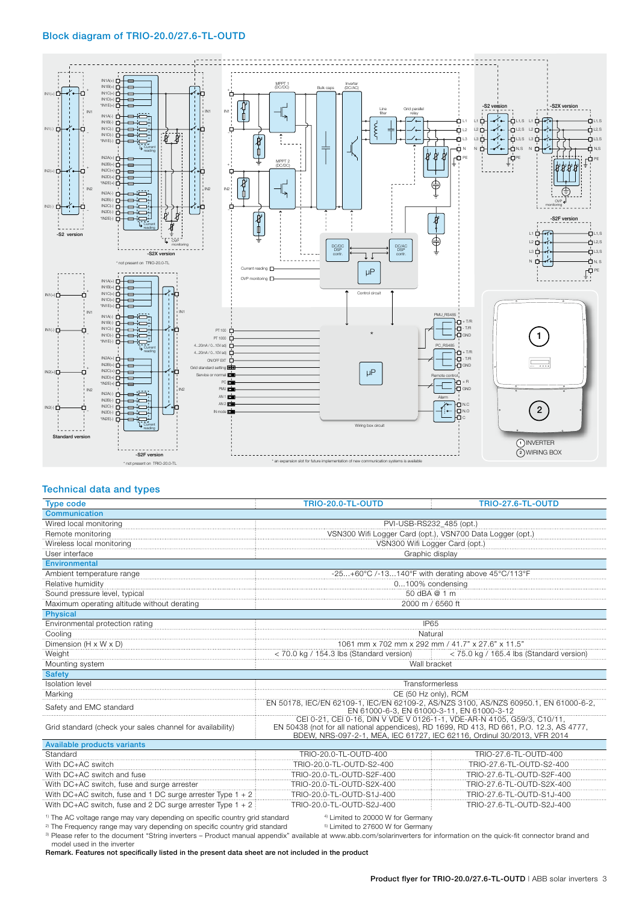## Block diagram of TRIO-20.0/27.6-TL-OUTD

## Technical data and types

| Type code | TRIO-20.0-TL-OUTD | TRIO-27.6-TL-OUTD |
|---|---|---|
| **Communication** | | |
| Wired local monitoring | PVI-USB-RS232_485 (opt.) | |
| Remote monitoring | VSN300 Wifi Logger Card (opt.), VSN700 Data Logger (opt.) | |
| Wireless local monitoring | VSN300 Wifi Logger Card (opt.) | |
| User interface | Graphic display | |
| **Environmental** | | |
| Ambient temperature range | -25...+60°C /-13...140°F with derating above 45°C/113°F | |
| Relative humidity | 0...100% condensing | |
| Sound pressure level, typical | 50 dBA @ 1 m | |
| Maximum operating altitude without derating | 2000 m / 6560 ft | |
| **Physical** | | |
| Environmental protection rating | IP65 | |
| Cooling | Natural | |
| Dimension (H x W x D) | 1061 mm x 702 mm x 292 mm / 41.7" x 27.6" x 11.5" | |
| Weight | < 70.0 kg / 154.3 lbs (Standard version) | < 75.0 kg / 165.4 lbs (Standard version) |
| Mounting system | Wall bracket | |
| **Safety** | | |
| Isolation level | Transformerless | |
| Marking | CE (50 Hz only), RCM | |
| Safety and EMC standard | EN 50178, IEC/EN 62109-1, IEC/EN 62109-2, AS/NZS 3100, AS/NZS 60950.1, EN 61000-6-2, EN 61000-6-3, EN 61000-3-11, EN 61000-3-12 | |
| Grid standard (check your sales channel for availability) | CEI 0-21, CEI 0-16, DIN V VDE V 0126-1-1, VDE-AR-N 4105, G59/3, C10/11, EN 50438 (not for all national appendices), RD 1699, RD 413, RD 661, P.O. 12.3, AS 4777, BDEW, NRS-097-2-1, MEA, IEC 61727, IEC 62116, Ordinul 30/2013, VFR 2014 | |
| **Available products variants** | | |
| Standard | TRIO-20.0-TL-OUTD-400 | TRIO-27.6-TL-OUTD-400 |
| With DC+AC switch | TRIO-20.0-TL-OUTD-S2-400 | TRIO-27.6-TL-OUTD-S2-400 |
| With DC+AC switch and fuse | TRIO-20.0-TL-OUTD-S2F-400 | TRIO-27.6-TL-OUTD-S2F-400 |
| With DC+AC switch, fuse and surge arrester | TRIO-20.0-TL-OUTD-S2X-400 | TRIO-27.6-TL-OUTD-S2X-400 |
| With DC+AC switch, fuse and 1 DC surge arrester Type 1 + 2 | TRIO-20.0-TL-OUTD-S1J-400 | TRIO-27.6-TL-OUTD-S1J-400 |
| With DC+AC switch, fuse and 2 DC surge arrester Type 1 + 2 | TRIO-20.0-TL-OUTD-S2J-400 | TRIO-27.6-TL-OUTD-S2J-400 |

[1] The AC voltage range may vary depending on specific country grid standard
[2] The Frequency range may vary depending on specific country grid standard
[3] Please refer to the document "String inverters – Product manual appendix" available at www.abb.com/solarinverters for information on the quick-fit connector brand and model used in the inverter
[4] Limited to 20000 W for Germany
[5] Limited to 27600 W for Germany

**Remark. Features not specifically listed in the present data sheet are not included in the product**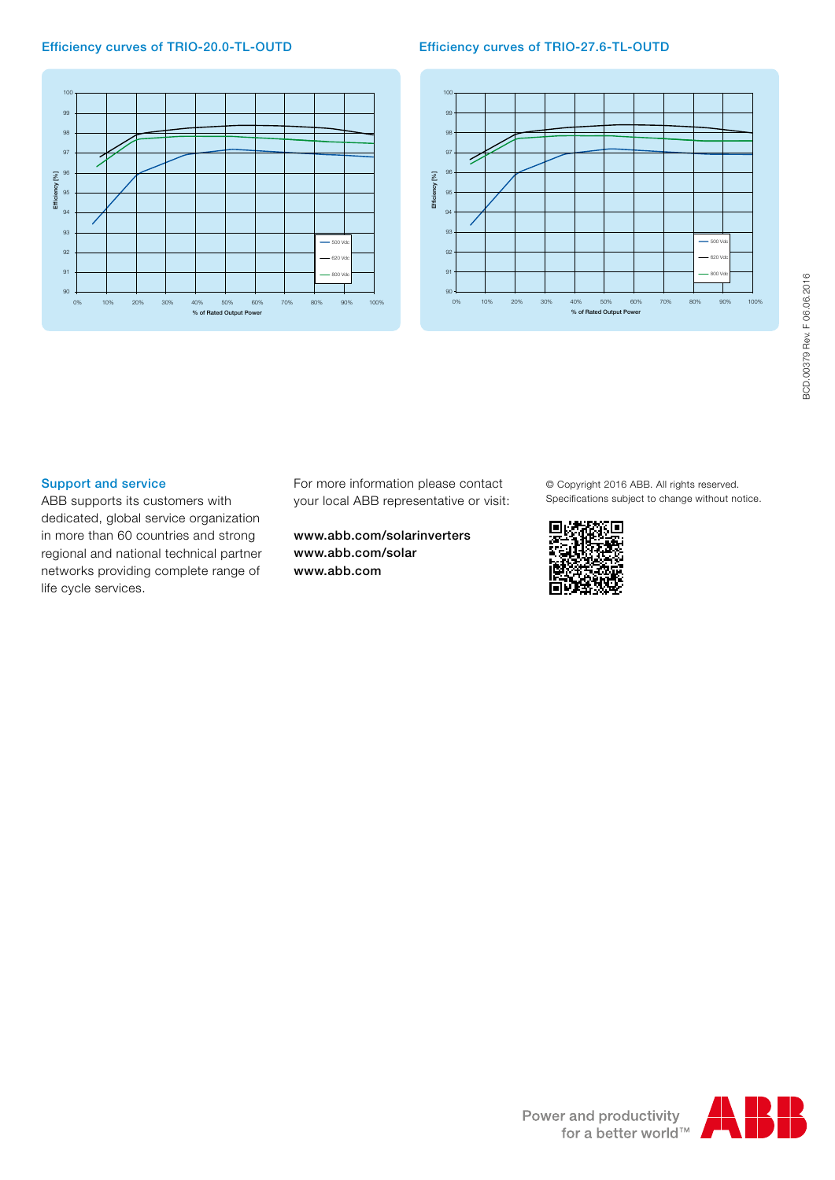## Efficiency curves of TRIO-20.0-TL-OUTD

100
99
98
97
96
95
94
93
92
91
90

Efficiency [%]

0%
10%
20%
30%
40%
50%
60%
70%
80%
90%
100%

% of Rated Output Power

500 Vdc
620 Vdc
800 Vdc

## Efficiency curves of TRIO-27.6-TL-OUTD

100
99
98
97
96
95
94
93
92
91
90

Efficiency [%]

0%
10%
20%
30%
40%
50%
60%
70%
80%
90%
100%

% of Rated Output Power

500 Vdc
620 Vdc
800 Vdc

BCD.00379 Rev. F 06.06.2016

### Support and service

ABB supports its customers with dedicated, global service organization in more than 60 countries and strong regional and national technical partner networks providing complete range of life cycle services.

For more information please contact your local ABB representative or visit:

**www.abb.com/solarinverters**
**www.abb.com/solar**
**www.abb.com**

© Copyright 2016 ABB. All rights reserved.
Specifications subject to change without notice.

Power and productivity
for a better world™